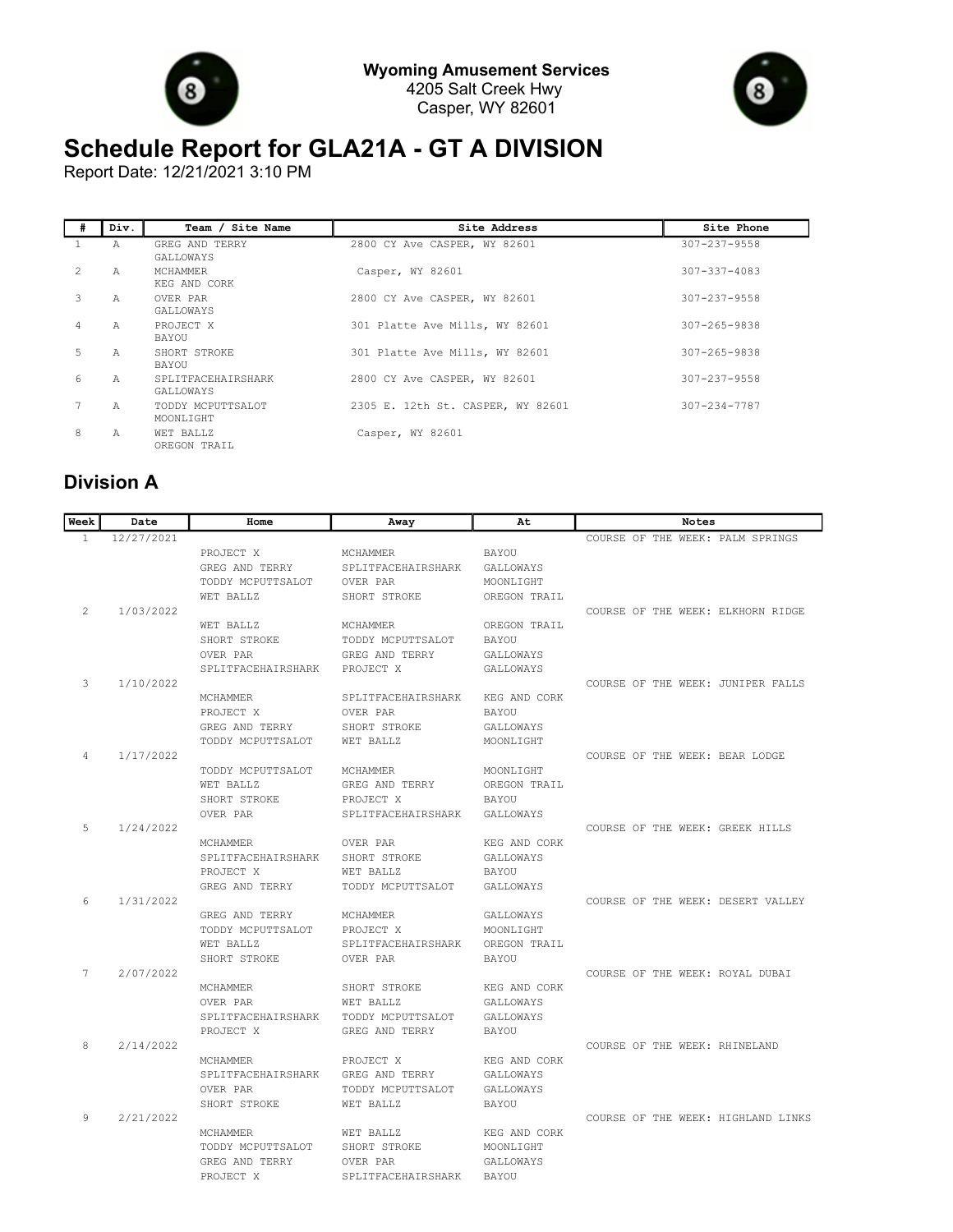**Wyoming Amusement Services**
4205 Salt Creek Hwy
Casper, WY 82601

# Schedule Report for GLA21A - GT A DIVISION

Report Date: 12/21/2021 3:10 PM

| # | Div. | Team / Site Name | Site Address | Site Phone |
|---|---|---|---|---|
| 1 | A | GREG AND TERRY<br>GALLOWAYS | 2800 CY Ave CASPER, WY 82601 | 307-237-9558 |
| 2 | A | MCHAMMER<br>KEG AND CORK | Casper, WY 82601 | 307-337-4083 |
| 3 | A | OVER PAR<br>GALLOWAYS | 2800 CY Ave CASPER, WY 82601 | 307-237-9558 |
| 4 | A | PROJECT X<br>BAYOU | 301 Platte Ave Mills, WY 82601 | 307-265-9838 |
| 5 | A | SHORT STROKE<br>BAYOU | 301 Platte Ave Mills, WY 82601 | 307-265-9838 |
| 6 | A | SPLITFACEHAIRSHARK<br>GALLOWAYS | 2800 CY Ave CASPER, WY 82601 | 307-237-9558 |
| 7 | A | TODDY MCPUTTSALOT<br>MOONLIGHT | 2305 E. 12th St. CASPER, WY 82601 | 307-234-7787 |
| 8 | A | WET BALLZ<br>OREGON TRAIL | Casper, WY 82601 | |

## Division A

| Week | Date | Home | Away | At | Notes |
|---|---|---|---|---|---|
| 1 | 12/27/2021 | | | | COURSE OF THE WEEK: PALM SPRINGS |
| | | PROJECT X | MCHAMMER | BAYOU | |
| | | GREG AND TERRY | SPLITFACEHAIRSHARK | GALLOWAYS | |
| | | TODDY MCPUTTSALOT | OVER PAR | MOONLIGHT | |
| | | WET BALLZ | SHORT STROKE | OREGON TRAIL | |
| 2 | 1/03/2022 | | | | COURSE OF THE WEEK: ELKHORN RIDGE |
| | | WET BALLZ | MCHAMMER | OREGON TRAIL | |
| | | SHORT STROKE | TODDY MCPUTTSALOT | BAYOU | |
| | | OVER PAR | GREG AND TERRY | GALLOWAYS | |
| | | SPLITFACEHAIRSHARK | PROJECT X | GALLOWAYS | |
| 3 | 1/10/2022 | | | | COURSE OF THE WEEK: JUNIPER FALLS |
| | | MCHAMMER | SPLITFACEHAIRSHARK | KEG AND CORK | |
| | | PROJECT X | OVER PAR | BAYOU | |
| | | GREG AND TERRY | SHORT STROKE | GALLOWAYS | |
| | | TODDY MCPUTTSALOT | WET BALLZ | MOONLIGHT | |
| 4 | 1/17/2022 | | | | COURSE OF THE WEEK: BEAR LODGE |
| | | TODDY MCPUTTSALOT | MCHAMMER | MOONLIGHT | |
| | | WET BALLZ | GREG AND TERRY | OREGON TRAIL | |
| | | SHORT STROKE | PROJECT X | BAYOU | |
| | | OVER PAR | SPLITFACEHAIRSHARK | GALLOWAYS | |
| 5 | 1/24/2022 | | | | COURSE OF THE WEEK: GREEK HILLS |
| | | MCHAMMER | OVER PAR | KEG AND CORK | |
| | | SPLITFACEHAIRSHARK | SHORT STROKE | GALLOWAYS | |
| | | PROJECT X | WET BALLZ | BAYOU | |
| | | GREG AND TERRY | TODDY MCPUTTSALOT | GALLOWAYS | |
| 6 | 1/31/2022 | | | | COURSE OF THE WEEK: DESERT VALLEY |
| | | GREG AND TERRY | MCHAMMER | GALLOWAYS | |
| | | TODDY MCPUTTSALOT | PROJECT X | MOONLIGHT | |
| | | WET BALLZ | SPLITFACEHAIRSHARK | OREGON TRAIL | |
| | | SHORT STROKE | OVER PAR | BAYOU | |
| 7 | 2/07/2022 | | | | COURSE OF THE WEEK: ROYAL DUBAI |
| | | MCHAMMER | SHORT STROKE | KEG AND CORK | |
| | | OVER PAR | WET BALLZ | GALLOWAYS | |
| | | SPLITFACEHAIRSHARK | TODDY MCPUTTSALOT | GALLOWAYS | |
| | | PROJECT X | GREG AND TERRY | BAYOU | |
| 8 | 2/14/2022 | | | | COURSE OF THE WEEK: RHINELAND |
| | | MCHAMMER | PROJECT X | KEG AND CORK | |
| | | SPLITFACEHAIRSHARK | GREG AND TERRY | GALLOWAYS | |
| | | OVER PAR | TODDY MCPUTTSALOT | GALLOWAYS | |
| | | SHORT STROKE | WET BALLZ | BAYOU | |
| 9 | 2/21/2022 | | | | COURSE OF THE WEEK: HIGHLAND LINKS |
| | | MCHAMMER | WET BALLZ | KEG AND CORK | |
| | | TODDY MCPUTTSALOT | SHORT STROKE | MOONLIGHT | |
| | | GREG AND TERRY | OVER PAR | GALLOWAYS | |
| | | PROJECT X | SPLITFACEHAIRSHARK | BAYOU | |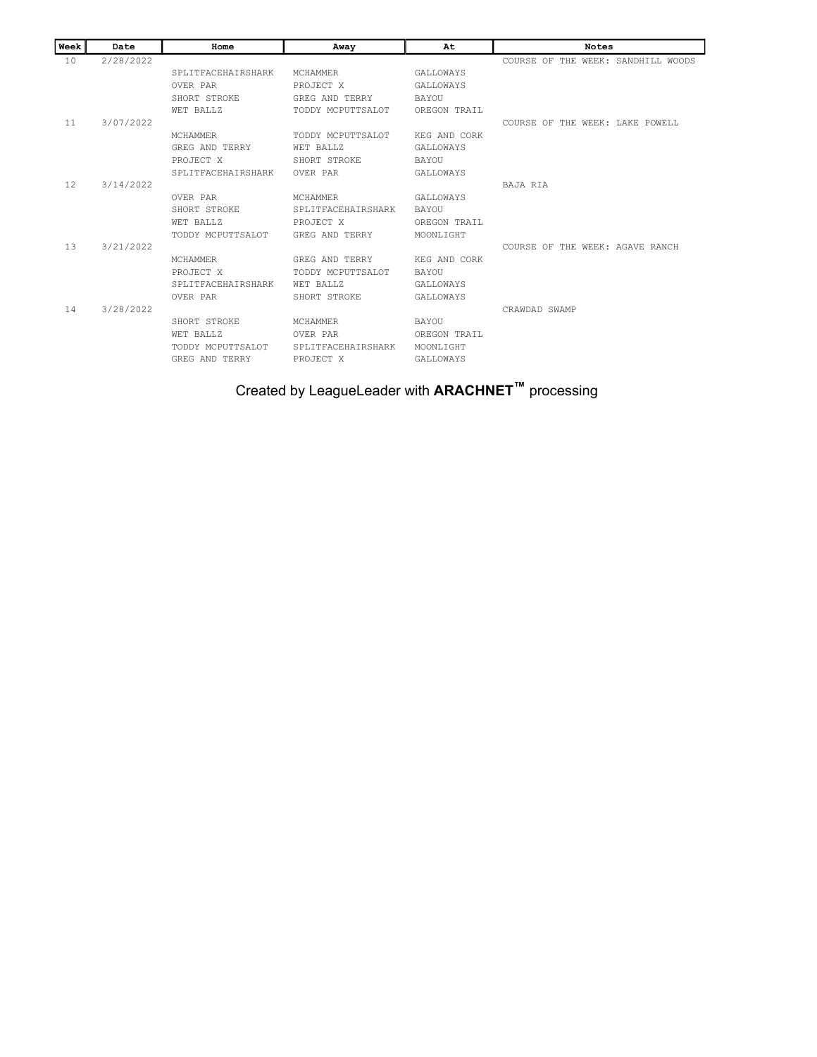| Week | Date | Home | Away | At | Notes |
|---|---|---|---|---|---|
| 10 | 2/28/2022 | | | | COURSE OF THE WEEK: SANDHILL WOODS |
| | | SPLITFACEHAIRSHARK | MCHAMMER | GALLOWAYS | |
| | | OVER PAR | PROJECT X | GALLOWAYS | |
| | | SHORT STROKE | GREG AND TERRY | BAYOU | |
| | | WET BALLZ | TODDY MCPUTTSALOT | OREGON TRAIL | |
| 11 | 3/07/2022 | | | | COURSE OF THE WEEK: LAKE POWELL |
| | | MCHAMMER | TODDY MCPUTTSALOT | KEG AND CORK | |
| | | GREG AND TERRY | WET BALLZ | GALLOWAYS | |
| | | PROJECT X | SHORT STROKE | BAYOU | |
| | | SPLITFACEHAIRSHARK | OVER PAR | GALLOWAYS | |
| 12 | 3/14/2022 | | | | BAJA RIA |
| | | OVER PAR | MCHAMMER | GALLOWAYS | |
| | | SHORT STROKE | SPLITFACEHAIRSHARK | BAYOU | |
| | | WET BALLZ | PROJECT X | OREGON TRAIL | |
| | | TODDY MCPUTTSALOT | GREG AND TERRY | MOONLIGHT | |
| 13 | 3/21/2022 | | | | COURSE OF THE WEEK: AGAVE RANCH |
| | | MCHAMMER | GREG AND TERRY | KEG AND CORK | |
| | | PROJECT X | TODDY MCPUTTSALOT | BAYOU | |
| | | SPLITFACEHAIRSHARK | WET BALLZ | GALLOWAYS | |
| | | OVER PAR | SHORT STROKE | GALLOWAYS | |
| 14 | 3/28/2022 | | | | CRAWDAD SWAMP |
| | | SHORT STROKE | MCHAMMER | BAYOU | |
| | | WET BALLZ | OVER PAR | OREGON TRAIL | |
| | | TODDY MCPUTTSALOT | SPLITFACEHAIRSHARK | MOONLIGHT | |
| | | GREG AND TERRY | PROJECT X | GALLOWAYS | |

Created by LeagueLeader with **ARACHNET™** processing